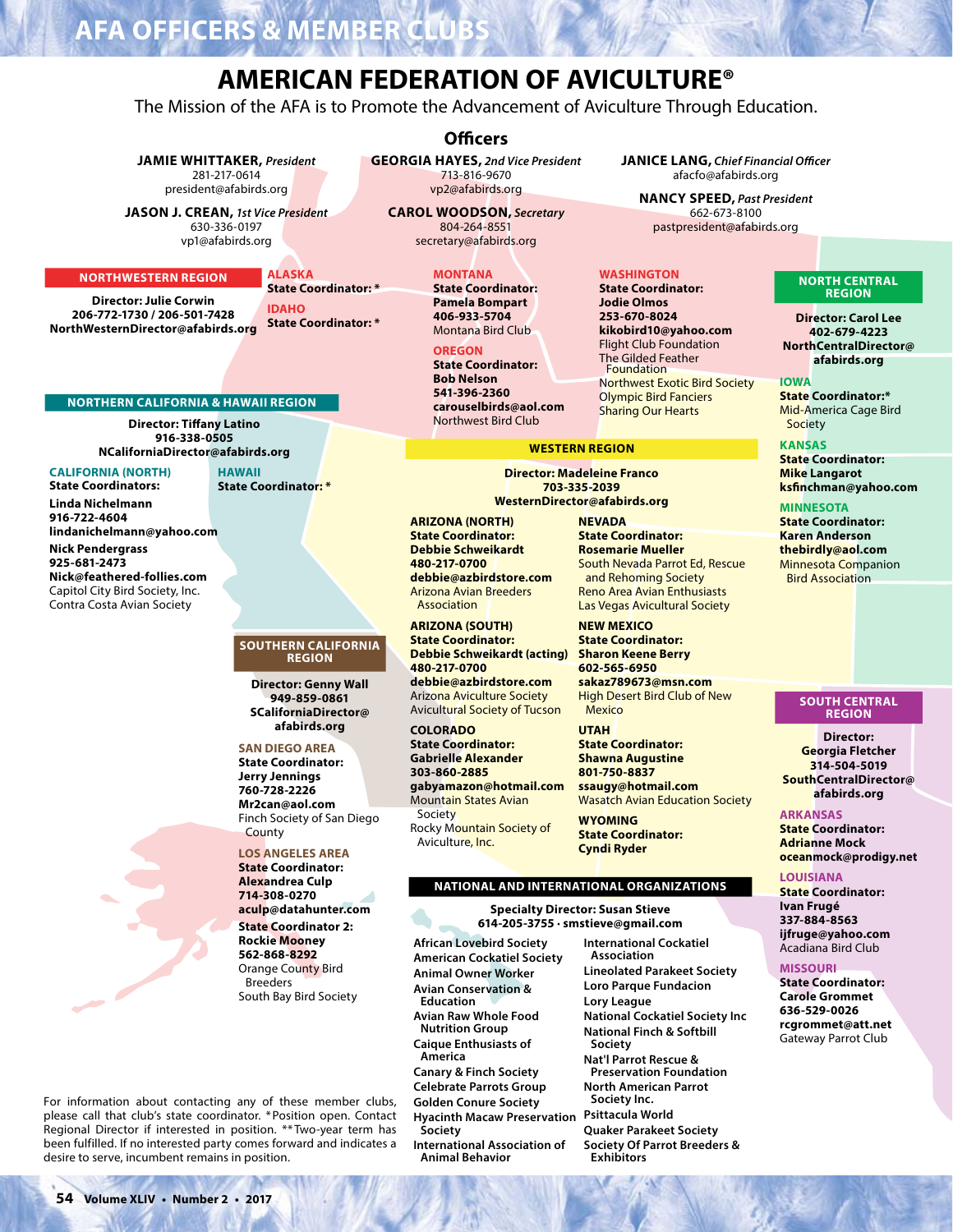# AFA OFFICERS & MEMBER CLUBS

# AMERICAN FEDERATION OF AVICULTURE®

The Mission of the AFA is to Promote the Advancement of Aviculture Through Education.

## Officers

**JAMIE WHITTAKER,** *President*
281-217-0614
president@afabirds.org

**JASON J. CREAN,** *1st Vice President*
630-336-0197
vp1@afabirds.org

**GEORGIA HAYES,** *2nd Vice President*
713-816-9670
vp2@afabirds.org

**CAROL WOODSON,** *Secretary*
804-264-8551
secretary@afabirds.org

**JANICE LANG,** *Chief Financial Officer*
afacfo@afabirds.org

**NANCY SPEED,** *Past President*
662-673-8100
pastpresident@afabirds.org

## NORTHWESTERN REGION

**Director: Julie Corwin**
**206-772-1730 / 206-501-7428**
**NorthWesternDirector@afabirds.org**

**ALASKA**
**State Coordinator: ***

**IDAHO**
**State Coordinator: ***

**MONTANA**
**State Coordinator:**
**Pamela Bompart**
**406-933-5704**
Montana Bird Club

**OREGON**
**State Coordinator:**
**Bob Nelson**
**541-396-2360**
**carouselbirds@aol.com**
Northwest Bird Club

**WASHINGTON**
**State Coordinator:**
**Jodie Olmos**
**253-670-8024**
**kikobird10@yahoo.com**
Flight Club Foundation
The Gilded Feather Foundation
Northwest Exotic Bird Society
Olympic Bird Fanciers
Sharing Our Hearts

## NORTHERN CALIFORNIA & HAWAII REGION

**Director: Tiffany Latino**
**916-338-0505**
**NCaliforniaDirector@afabirds.org**

**CALIFORNIA (NORTH)**
**State Coordinators:**
**Linda Nichelmann**
**916-722-4604**
**lindanichelmann@yahoo.com**
**Nick Pendergrass**
**925-681-2473**
**Nick@feathered-follies.com**
Capitol City Bird Society, Inc.
Contra Costa Avian Society

**HAWAII**
**State Coordinator: ***

## SOUTHERN CALIFORNIA REGION

**Director: Genny Wall**
**949-859-0861**
**SCaliforniaDirector@afabirds.org**

**SAN DIEGO AREA**
**State Coordinator:**
**Jerry Jennings**
**760-728-2226**
**Mr2can@aol.com**
Finch Society of San Diego County

**LOS ANGELES AREA**
**State Coordinator:**
**Alexandrea Culp**
**714-308-0270**
**aculp@datahunter.com**
**State Coordinator 2:**
**Rockie Mooney**
**562-868-8292**
Orange County Bird Breeders
South Bay Bird Society

## WESTERN REGION

**Director: Madeleine Franco**
**703-335-2039**
**WesternDirector@afabirds.org**

**ARIZONA (NORTH)**
**State Coordinator:**
**Debbie Schweikardt**
**480-217-0700**
**debbie@azbirdstore.com**
Arizona Avian Breeders Association

**ARIZONA (SOUTH)**
**State Coordinator:**
**Debbie Schweikardt (acting)**
**480-217-0700**
**debbie@azbirdstore.com**
Arizona Aviculture Society
Avicultural Society of Tucson

**COLORADO**
**State Coordinator:**
**Gabrielle Alexander**
**303-860-2885**
**gabyamazon@hotmail.com**
Mountain States Avian Society
Rocky Mountain Society of Aviculture, Inc.

**NEVADA**
**State Coordinator:**
**Rosemarie Mueller**
South Nevada Parrot Ed, Rescue and Rehoming Society
Reno Area Avian Enthusiasts
Las Vegas Avicultural Society

**NEW MEXICO**
**State Coordinator:**
**Sharon Keene Berry**
**602-565-6950**
**sakaz789673@msn.com**
High Desert Bird Club of New Mexico

**UTAH**
**State Coordinator:**
**Shawna Augustine**
**801-750-8837**
**ssaugy@hotmail.com**
Wasatch Avian Education Society

**WYOMING**
**State Coordinator:**
**Cyndi Ryder**

## NORTH CENTRAL REGION

**Director: Carol Lee**
**402-679-4223**
**NorthCentralDirector@afabirds.org**

**IOWA**
**State Coordinator:***
Mid-America Cage Bird Society

**KANSAS**
**State Coordinator:**
**Mike Langarot**
**ksfinchman@yahoo.com**

**MINNESOTA**
**State Coordinator:**
**Karen Anderson**
**thebirdly@aol.com**
Minnesota Companion Bird Association

## SOUTH CENTRAL REGION

**Director:**
**Georgia Fletcher**
**314-504-5019**
**SouthCentralDirector@afabirds.org**

**ARKANSAS**
**State Coordinator:**
**Adrianne Mock**
**oceanmock@prodigy.net**

**LOUISIANA**
**State Coordinator:**
**Ivan Frugé**
**337-884-8563**
**ijfruge@yahoo.com**
Acadiana Bird Club

**MISSOURI**
**State Coordinator:**
**Carole Grommet**
**636-529-0026**
**rcgrommet@att.net**
Gateway Parrot Club

## NATIONAL AND INTERNATIONAL ORGANIZATIONS

**Specialty Director: Susan Stieve**
**614-205-3755 · smstieve@gmail.com**

- African Lovebird Society
- American Cockatiel Society
- Animal Owner Worker
- Avian Conservation & Education
- Avian Raw Whole Food Nutrition Group
- Caique Enthusiasts of America
- Canary & Finch Society
- Celebrate Parrots Group
- Golden Conure Society
- Hyacinth Macaw Preservation Society
- International Association of Animal Behavior
- International Cockatiel Association
- Lineolated Parakeet Society
- Loro Parque Fundacion
- Lory League
- National Cockatiel Society Inc
- National Finch & Softbill Society
- Nat'l Parrot Rescue & Preservation Foundation
- North American Parrot Society Inc.
- Psittacula World
- Quaker Parakeet Society
- Society Of Parrot Breeders & Exhibitors

For information about contacting any of these member clubs, please call that club's state coordinator. *Position open. Contact Regional Director if interested in position. **Two-year term has been fulfilled. If no interested party comes forward and indicates a desire to serve, incumbent remains in position.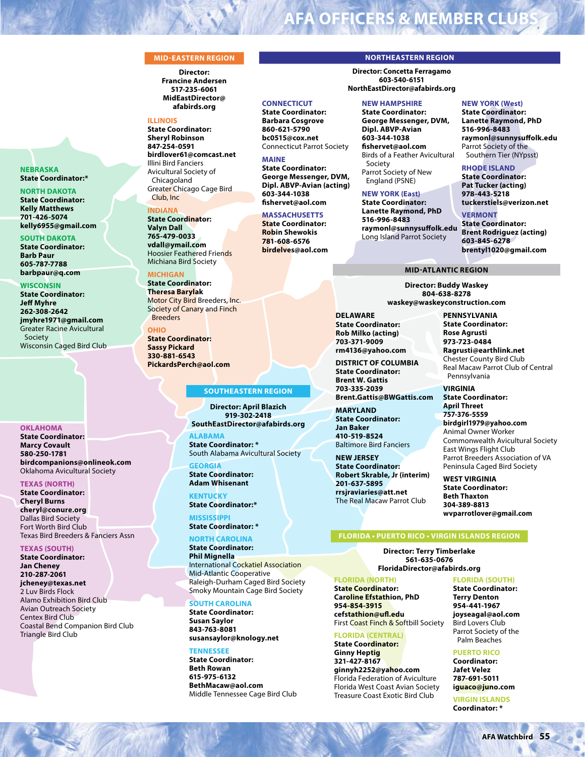# AFA OFFICERS & MEMBER CLUBS

## MID-EASTERN REGION

**Director:**
**Francine Andersen**
**517-235-6061**
**MidEastDirector@afabirds.org**

### ILLINOIS
**State Coordinator:**
**Sheryl Robinson**
**847-254-0591**
**birdlover61@comcast.net**
Illini Bird Fanciers
Avicultural Society of Chicagoland
Greater Chicago Cage Bird Club, Inc

### INDIANA
**State Coordinator:**
**Valyn Dall**
**765-479-0033**
**vdall@ymail.com**
Hoosier Feathered Friends
Michiana Bird Society

### MICHIGAN
**State Coordinator:**
**Theresa Barylak**
Motor City Bird Breeders, Inc.
Society of Canary and Finch Breeders

### OHIO
**State Coordinator:**
**Sassy Pickard**
**330-881-6543**
**PickardsPerch@aol.com**

### NEBRASKA
**State Coordinator:***

### NORTH DAKOTA
**State Coordinator:**
**Kelly Matthews**
**701-426-5074**
**kelly6955@gmail.com**

### SOUTH DAKOTA
**State Coordinator:**
**Barb Paur**
**605-787-7788**
**barbpaur@q.com**

### WISCONSIN
**State Coordinator:**
**Jeff Myhre**
**262-308-2642**
**jmyhre1971@gmail.com**
Greater Racine Avicultural Society
Wisconsin Caged Bird Club

### OKLAHOMA
**State Coordinator:**
**Marcy Covault**
**580-250-1781**
**birdcompanions@onlineok.com**
Oklahoma Avicultural Society

### TEXAS (NORTH)
**State Coordinator:**
**Cheryl Burns**
**cheryl@conure.org**
Dallas Bird Society
Fort Worth Bird Club
Texas Bird Breeders & Fanciers Assn

### TEXAS (SOUTH)
**State Coordinator:**
**Jan Cheney**
**210-287-2061**
**jcheney@texas.net**
2 Luv Birds Flock
Alamo Exhibition Bird Club
Avian Outreach Society
Centex Bird Club
Coastal Bend Companion Bird Club
Triangle Bird Club

## NORTHEASTERN REGION

**Director: Concetta Ferragamo**
**603-540-6151**
**NorthEastDirector@afabirds.org**

### CONNECTICUT
**State Coordinator:**
**Barbara Cosgrove**
**860-621-5790**
**bc0515@cox.net**
Connecticut Parrot Society

### MAINE
**State Coordinator:**
**George Messenger, DVM, Dipl. ABVP-Avian (acting)**
**603-344-1038**
**fishervet@aol.com**

### MASSACHUSETTS
**State Coordinator:**
**Robin Shewokis**
**781-608-6576**
**birdelves@aol.com**

### NEW HAMPSHIRE
**State Coordinator:**
**George Messenger, DVM, Dipl. ABVP-Avian**
**603-344-1038**
**fishervet@aol.com**
Birds of a Feather Avicultural Society
Parrot Society of New England (PSNE)

### NEW YORK (East)
**State Coordinator:**
**Lanette Raymond, PhD**
**516-996-8483**
**raymonl@sunysuffolk.edu**
Long Island Parrot Society

### NEW YORK (West)
**State Coordinator:**
**Lanette Raymond, PhD**
**516-996-8483**
**raymonl@sunysuffolk.edu**
Parrot Society of the Southern Tier (NYpsst)

### RHODE ISLAND
**State Coordinator:**
**Pat Tucker (acting)**
**978-443-5218**
**tuckerstiels@verizon.net**

### VERMONT
**State Coordinator:**
**Brent Rodriguez (acting)**
**603-845-6278**
**brentyl1020@gmail.com**

## MID-ATLANTIC REGION

**Director: Buddy Waskey**
**804-638-8278**
**waskey@waskeyconstruction.com**

### DELAWARE
**State Coordinator:**
**Rob Milko (acting)**
**703-371-9009**
**rm4136@yahoo.com**

### DISTRICT OF COLUMBIA
**State Coordinator:**
**Brent W. Gattis**
**703-335-2039**
**Brent.Gattis@BWGattis.com**

### MARYLAND
**State Coordinator:**
**Jan Baker**
**410-519-8524**
Baltimore Bird Fanciers

### NEW JERSEY
**State Coordinator:**
**Robert Skrable, Jr (interim)**
**201-637-5895**
**rrsjraviaries@att.net**
The Real Macaw Parrot Club

### PENNSYLVANIA
**State Coordinator:**
**Rose Agrusti**
**973-723-0484**
**Ragrusti@earthlink.net**
Chester County Bird Club
Real Macaw Parrot Club of Central Pennsylvania

### VIRGINIA
**State Coordinator:**
**April Threet**
**757-376-5559**
**birdgirl1979@yahoo.com**
Animal Owner Worker
Commonwealth Avicultural Society
East Wings Flight Club
Parrot Breeders Association of VA
Peninsula Caged Bird Society

### WEST VIRGINIA
**State Coordinator:**
**Beth Thaxton**
**304-389-8813**
**wvparrotlover@gmail.com**

## SOUTHEASTERN REGION

**Director: April Blazich**
**919-302-2418**
**SouthEastDirector@afabirds.org**

### ALABAMA
**State Coordinator: ***
South Alabama Avicultural Society

### GEORGIA
**State Coordinator:**
**Adam Whisenant**

### KENTUCKY
**State Coordinator:***

### MISSISSIPPI
**State Coordinator: ***

### NORTH CAROLINA
**State Coordinator:**
**Phil Mignella**
International Cockatiel Association
Mid-Atlantic Cooperative
Raleigh-Durham Caged Bird Society
Smoky Mountain Cage Bird Society

### SOUTH CAROLINA
**State Coordinator:**
**Susan Saylor**
**843-763-8081**
**susansaylor@knology.net**

### TENNESSEE
**State Coordinator:**
**Beth Rowan**
**615-975-6132**
**BethMacaw@aol.com**
Middle Tennessee Cage Bird Club

## FLORIDA • PUERTO RICO • VIRGIN ISLANDS REGION

**Director: Terry Timberlake**
**561-635-0676**
**FloridaDirector@afabirds.org**

### FLORIDA (NORTH)
**State Coordinator:**
**Caroline Efstathion, PhD**
**954-854-3915**
**cefstathion@ufl.edu**
First Coast Finch & Softbill Society

### FLORIDA (CENTRAL)
**State Coordinator:**
**Ginny Heptig**
**321-427-8167**
**ginnyh2252@yahoo.com**
Florida Federation of Aviculture
Florida West Coast Avian Society
Treasure Coast Exotic Bird Club

### FLORIDA (SOUTH)
**State Coordinator:**
**Terry Denton**
**954-441-1967**
**joyseagal@aol.com**
Bird Lovers Club
Parrot Society of the Palm Beaches

### PUERTO RICO
**Coordinator:**
**Jafet Velez**
**787-691-5011**
**iguaco@juno.com**

### VIRGIN ISLANDS
**Coordinator: ***